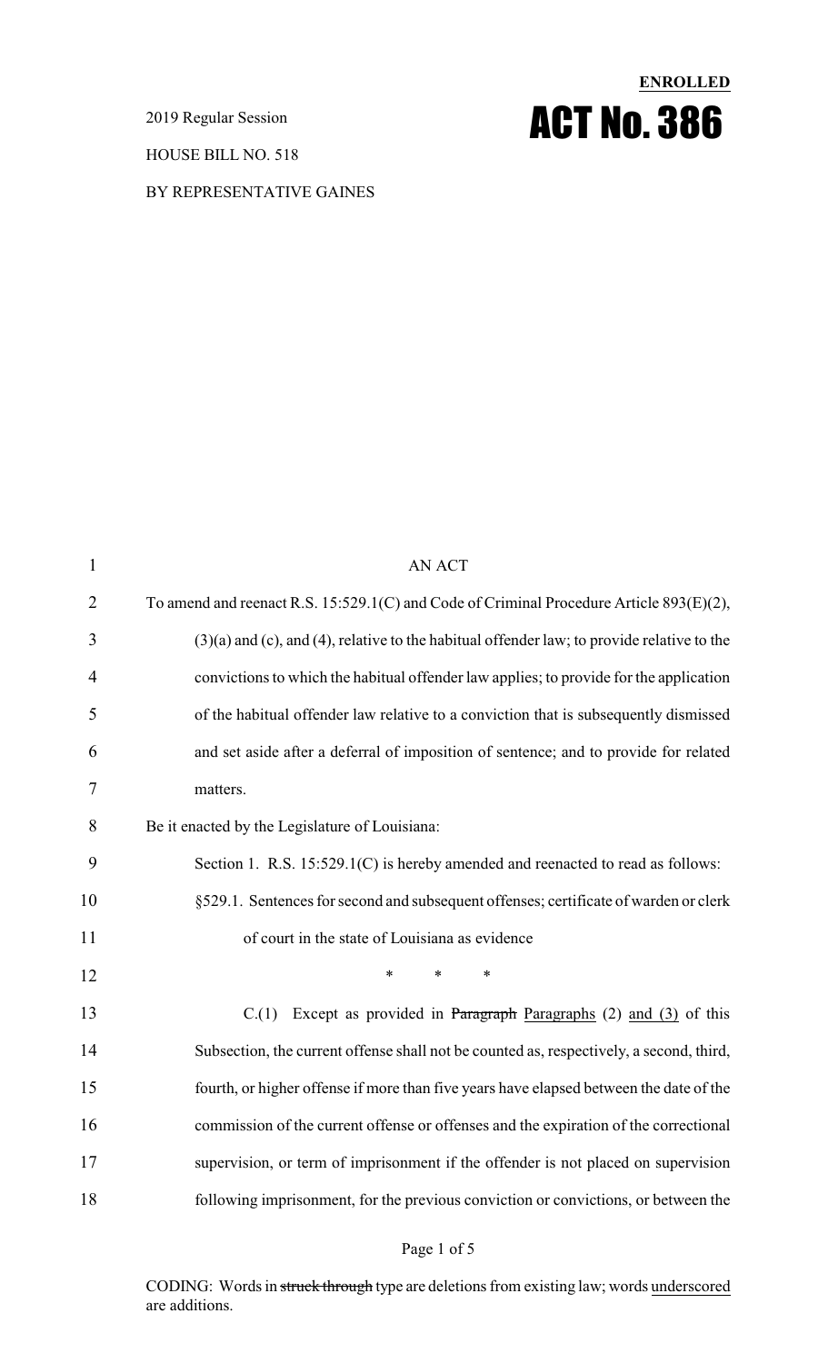ENROLLED

2019 Regular Session

# ACT No. 386

HOUSE BILL NO. 518

BY REPRESENTATIVE GAINES

AN ACT

To amend and reenact R.S. 15:529.1(C) and Code of Criminal Procedure Article 893(E)(2), (3)(a) and (c), and (4), relative to the habitual offender law; to provide relative to the convictions to which the habitual offender law applies; to provide for the application of the habitual offender law relative to a conviction that is subsequently dismissed and set aside after a deferral of imposition of sentence; and to provide for related matters.

Be it enacted by the Legislature of Louisiana:

Section 1. R.S. 15:529.1(C) is hereby amended and reenacted to read as follows:

§529.1. Sentences for second and subsequent offenses; certificate of warden or clerk of court in the state of Louisiana as evidence

\* \* \*

C.(1) Except as provided in ~~Paragraph~~ Paragraphs (2) and (3) of this Subsection, the current offense shall not be counted as, respectively, a second, third, fourth, or higher offense if more than five years have elapsed between the date of the commission of the current offense or offenses and the expiration of the correctional supervision, or term of imprisonment if the offender is not placed on supervision following imprisonment, for the previous conviction or convictions, or between the

CODING: Words in ~~struck through~~ type are deletions from existing law; words underscored are additions.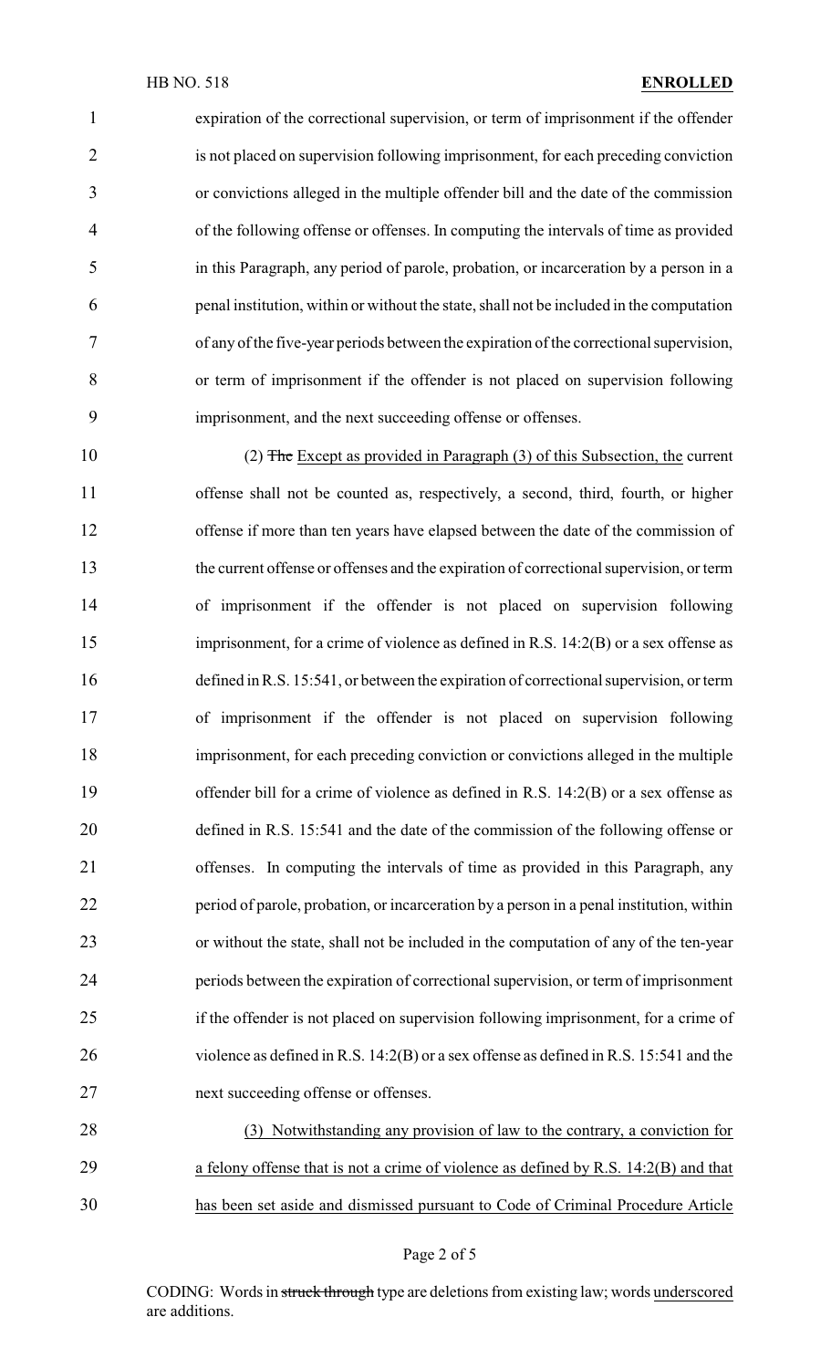expiration of the correctional supervision, or term of imprisonment if the offender is not placed on supervision following imprisonment, for each preceding conviction or convictions alleged in the multiple offender bill and the date of the commission of the following offense or offenses. In computing the intervals of time as provided in this Paragraph, any period of parole, probation, or incarceration by a person in a penal institution, within or without the state, shall not be included in the computation of any of the five-year periods between the expiration of the correctional supervision, or term of imprisonment if the offender is not placed on supervision following imprisonment, and the next succeeding offense or offenses.

(2) ~~The~~ Except as provided in Paragraph (3) of this Subsection, the current offense shall not be counted as, respectively, a second, third, fourth, or higher offense if more than ten years have elapsed between the date of the commission of the current offense or offenses and the expiration of correctional supervision, or term of imprisonment if the offender is not placed on supervision following imprisonment, for a crime of violence as defined in R.S. 14:2(B) or a sex offense as defined in R.S. 15:541, or between the expiration of correctional supervision, or term of imprisonment if the offender is not placed on supervision following imprisonment, for each preceding conviction or convictions alleged in the multiple offender bill for a crime of violence as defined in R.S. 14:2(B) or a sex offense as defined in R.S. 15:541 and the date of the commission of the following offense or offenses. In computing the intervals of time as provided in this Paragraph, any period of parole, probation, or incarceration by a person in a penal institution, within or without the state, shall not be included in the computation of any of the ten-year periods between the expiration of correctional supervision, or term of imprisonment if the offender is not placed on supervision following imprisonment, for a crime of violence as defined in R.S. 14:2(B) or a sex offense as defined in R.S. 15:541 and the next succeeding offense or offenses.

(3) Notwithstanding any provision of law to the contrary, a conviction for a felony offense that is not a crime of violence as defined by R.S. 14:2(B) and that has been set aside and dismissed pursuant to Code of Criminal Procedure Article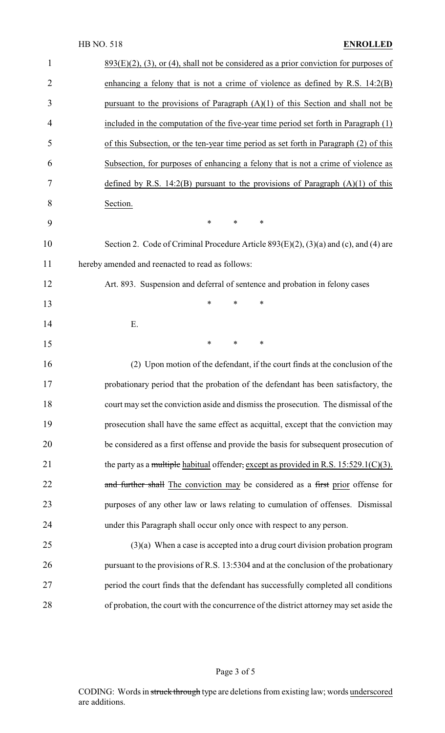893(E)(2), (3), or (4), shall not be considered as a prior conviction for purposes of enhancing a felony that is not a crime of violence as defined by R.S. 14:2(B) pursuant to the provisions of Paragraph (A)(1) of this Section and shall not be included in the computation of the five-year time period set forth in Paragraph (1) of this Subsection, or the ten-year time period as set forth in Paragraph (2) of this Subsection, for purposes of enhancing a felony that is not a crime of violence as defined by R.S. 14:2(B) pursuant to the provisions of Paragraph (A)(1) of this Section.

\* \* \*

Section 2. Code of Criminal Procedure Article 893(E)(2), (3)(a) and (c), and (4) are hereby amended and reenacted to read as follows:

Art. 893. Suspension and deferral of sentence and probation in felony cases

\* \* \*

E.

\* \* \*

(2) Upon motion of the defendant, if the court finds at the conclusion of the probationary period that the probation of the defendant has been satisfactory, the court may set the conviction aside and dismiss the prosecution. The dismissal of the prosecution shall have the same effect as acquittal, except that the conviction may be considered as a first offense and provide the basis for subsequent prosecution of the party as a ~~multiple~~ habitual offender~~,~~ except as provided in R.S. 15:529.1(C)(3). ~~and further shall~~ The conviction may be considered as a ~~first~~ prior offense for purposes of any other law or laws relating to cumulation of offenses. Dismissal under this Paragraph shall occur only once with respect to any person.

(3)(a) When a case is accepted into a drug court division probation program pursuant to the provisions of R.S. 13:5304 and at the conclusion of the probationary period the court finds that the defendant has successfully completed all conditions of probation, the court with the concurrence of the district attorney may set aside the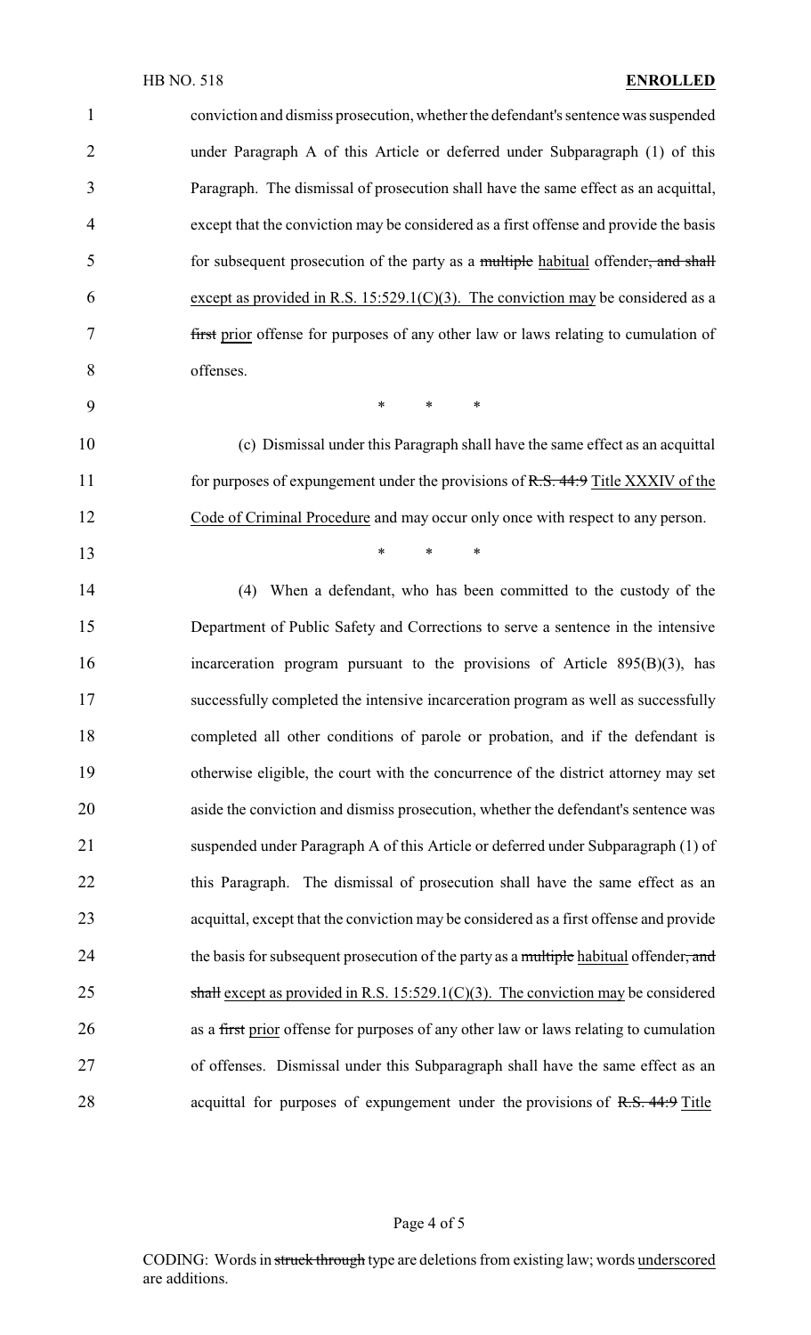conviction and dismiss prosecution, whether the defendant's sentence was suspended under Paragraph A of this Article or deferred under Subparagraph (1) of this Paragraph. The dismissal of prosecution shall have the same effect as an acquittal, except that the conviction may be considered as a first offense and provide the basis for subsequent prosecution of the party as a ~~multiple~~ habitual offender~~, and shall~~ except as provided in R.S. 15:529.1(C)(3). The conviction may be considered as a ~~first~~ prior offense for purposes of any other law or laws relating to cumulation of offenses.

\* \* \*

(c) Dismissal under this Paragraph shall have the same effect as an acquittal for purposes of expungement under the provisions of ~~R.S. 44:9~~ Title XXXIV of the Code of Criminal Procedure and may occur only once with respect to any person.

\* \* \*

(4) When a defendant, who has been committed to the custody of the Department of Public Safety and Corrections to serve a sentence in the intensive incarceration program pursuant to the provisions of Article 895(B)(3), has successfully completed the intensive incarceration program as well as successfully completed all other conditions of parole or probation, and if the defendant is otherwise eligible, the court with the concurrence of the district attorney may set aside the conviction and dismiss prosecution, whether the defendant's sentence was suspended under Paragraph A of this Article or deferred under Subparagraph (1) of this Paragraph. The dismissal of prosecution shall have the same effect as an acquittal, except that the conviction may be considered as a first offense and provide the basis for subsequent prosecution of the party as a ~~multiple~~ habitual offender~~, and shall~~ except as provided in R.S. 15:529.1(C)(3). The conviction may be considered as a ~~first~~ prior offense for purposes of any other law or laws relating to cumulation of offenses. Dismissal under this Subparagraph shall have the same effect as an acquittal for purposes of expungement under the provisions of ~~R.S. 44:9~~ Title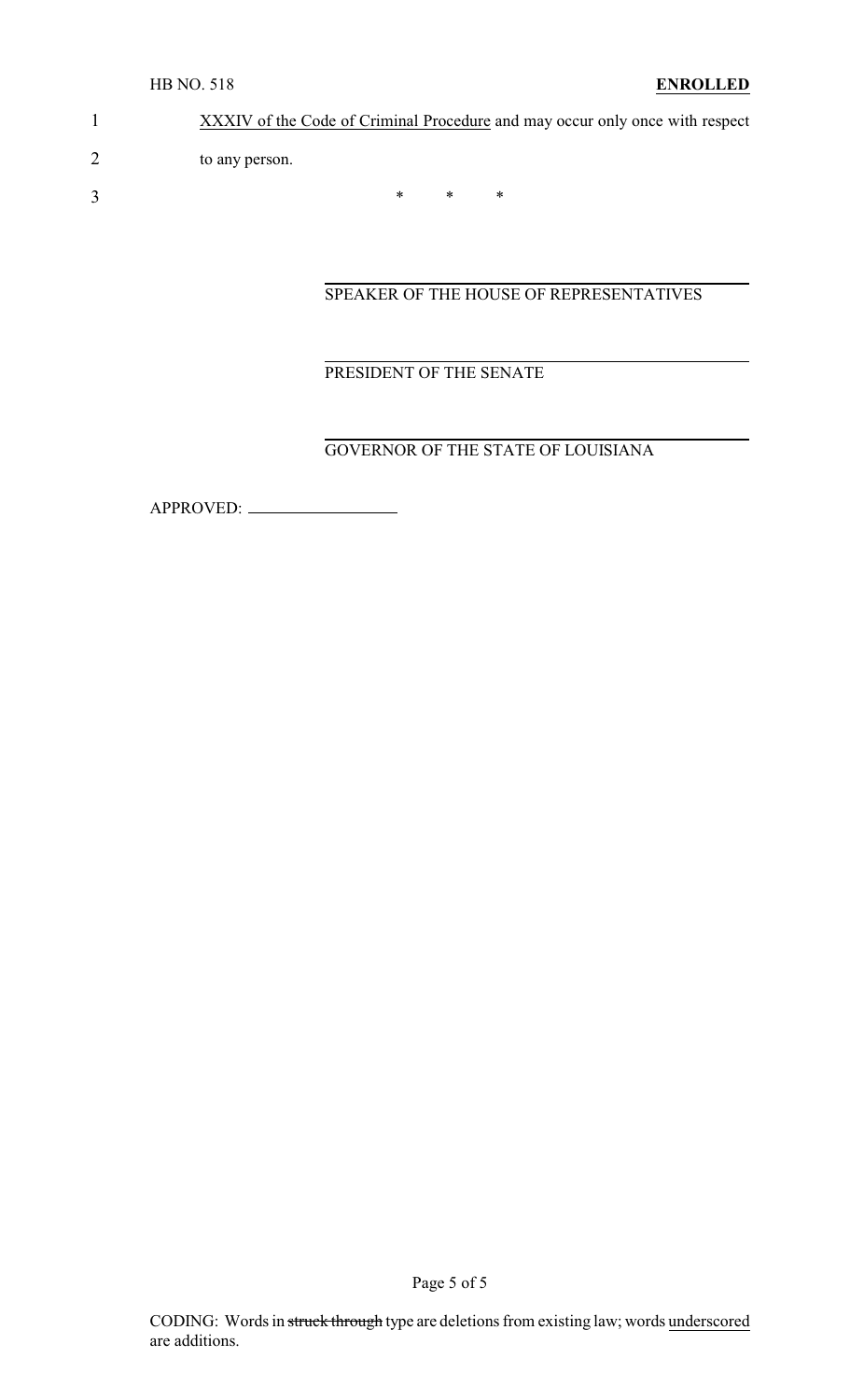<u>XXXIV of the Code of Criminal Procedure</u> and may occur only once with respect to any person.

\* \* \*

SPEAKER OF THE HOUSE OF REPRESENTATIVES

PRESIDENT OF THE SENATE

GOVERNOR OF THE STATE OF LOUISIANA

APPROVED: \_\_\_\_\_\_\_\_\_\_\_\_\_\_\_\_\_\_

CODING: Words in ~~struck through~~ type are deletions from existing law; words <u>underscored</u> are additions.